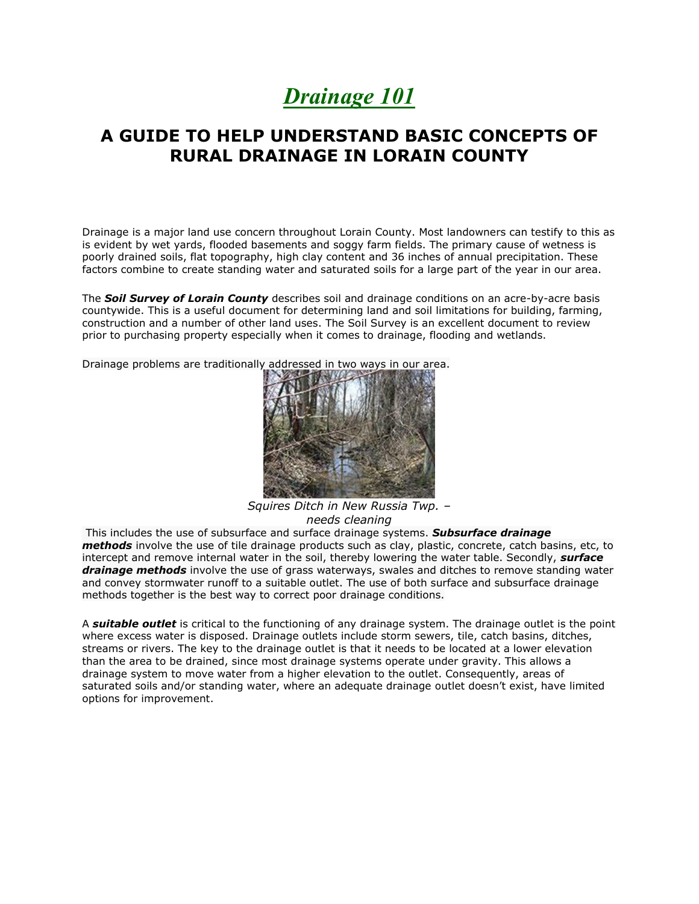# *Drainage 101*

## A GUIDE TO HELP UNDERSTAND BASIC CONCEPTS OF RURAL DRAINAGE IN LORAIN COUNTY

Drainage is a major land use concern throughout Lorain County. Most landowners can testify to this as is evident by wet yards, flooded basements and soggy farm fields. The primary cause of wetness is poorly drained soils, flat topography, high clay content and 36 inches of annual precipitation. These factors combine to create standing water and saturated soils for a large part of the year in our area.

The ***Soil Survey of Lorain County*** describes soil and drainage conditions on an acre-by-acre basis countywide. This is a useful document for determining land and soil limitations for building, farming, construction and a number of other land uses. The Soil Survey is an excellent document to review prior to purchasing property especially when it comes to drainage, flooding and wetlands.

Drainage problems are traditionally addressed in two ways in our area.

*Squires Ditch in New Russia Twp. – needs cleaning*

This includes the use of subsurface and surface drainage systems. ***Subsurface drainage methods*** involve the use of tile drainage products such as clay, plastic, concrete, catch basins, etc, to intercept and remove internal water in the soil, thereby lowering the water table. Secondly, ***surface drainage methods*** involve the use of grass waterways, swales and ditches to remove standing water and convey stormwater runoff to a suitable outlet. The use of both surface and subsurface drainage methods together is the best way to correct poor drainage conditions.

A ***suitable outlet*** is critical to the functioning of any drainage system. The drainage outlet is the point where excess water is disposed. Drainage outlets include storm sewers, tile, catch basins, ditches, streams or rivers. The key to the drainage outlet is that it needs to be located at a lower elevation than the area to be drained, since most drainage systems operate under gravity. This allows a drainage system to move water from a higher elevation to the outlet. Consequently, areas of saturated soils and/or standing water, where an adequate drainage outlet doesn't exist, have limited options for improvement.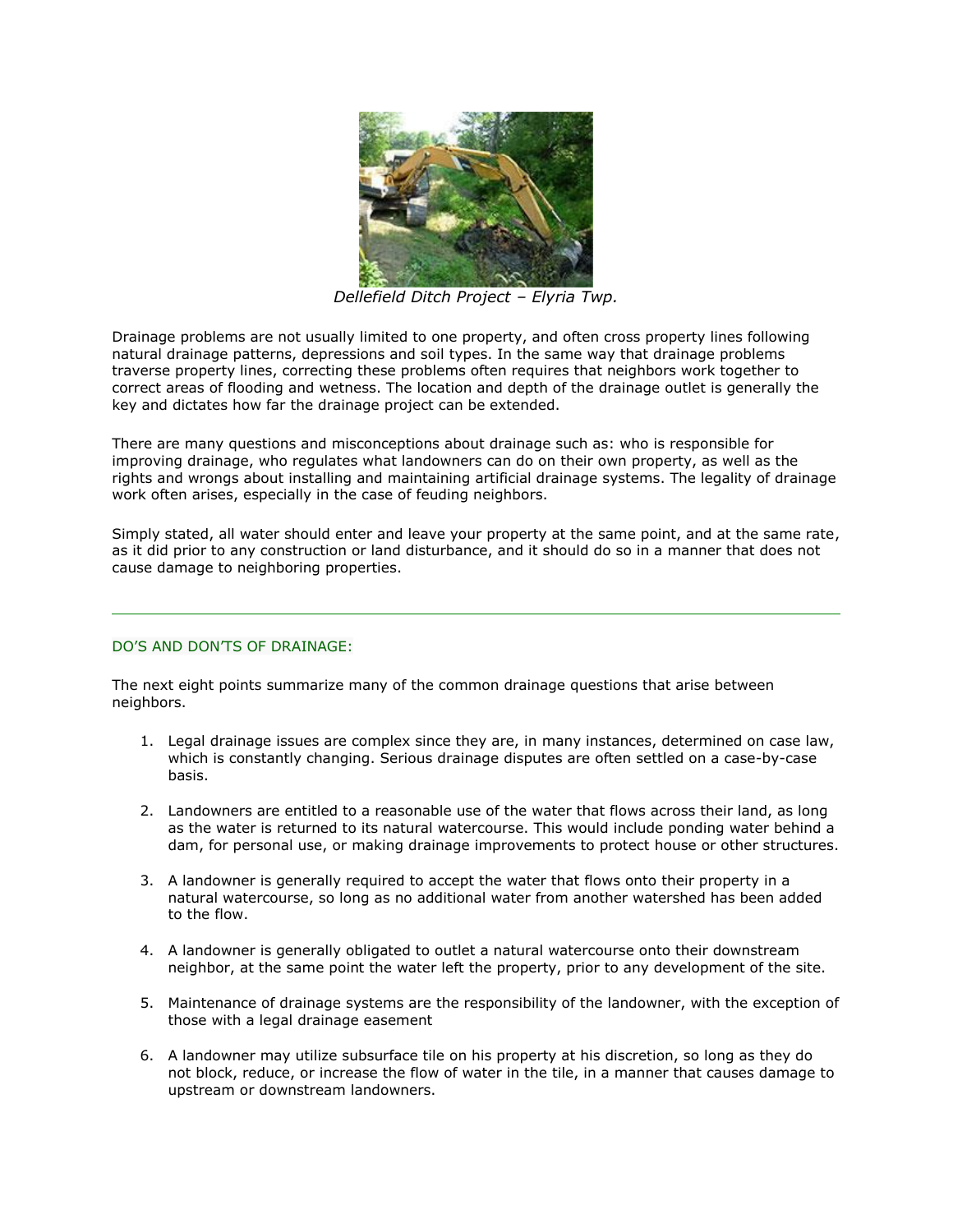*Dellefield Ditch Project – Elyria Twp.*

Drainage problems are not usually limited to one property, and often cross property lines following natural drainage patterns, depressions and soil types. In the same way that drainage problems traverse property lines, correcting these problems often requires that neighbors work together to correct areas of flooding and wetness. The location and depth of the drainage outlet is generally the key and dictates how far the drainage project can be extended.

There are many questions and misconceptions about drainage such as: who is responsible for improving drainage, who regulates what landowners can do on their own property, as well as the rights and wrongs about installing and maintaining artificial drainage systems. The legality of drainage work often arises, especially in the case of feuding neighbors.

Simply stated, all water should enter and leave your property at the same point, and at the same rate, as it did prior to any construction or land disturbance, and it should do so in a manner that does not cause damage to neighboring properties.

---

## DO'S AND DON'TS OF DRAINAGE:

The next eight points summarize many of the common drainage questions that arise between neighbors.

1. Legal drainage issues are complex since they are, in many instances, determined on case law, which is constantly changing. Serious drainage disputes are often settled on a case-by-case basis.

2. Landowners are entitled to a reasonable use of the water that flows across their land, as long as the water is returned to its natural watercourse. This would include ponding water behind a dam, for personal use, or making drainage improvements to protect house or other structures.

3. A landowner is generally required to accept the water that flows onto their property in a natural watercourse, so long as no additional water from another watershed has been added to the flow.

4. A landowner is generally obligated to outlet a natural watercourse onto their downstream neighbor, at the same point the water left the property, prior to any development of the site.

5. Maintenance of drainage systems are the responsibility of the landowner, with the exception of those with a legal drainage easement

6. A landowner may utilize subsurface tile on his property at his discretion, so long as they do not block, reduce, or increase the flow of water in the tile, in a manner that causes damage to upstream or downstream landowners.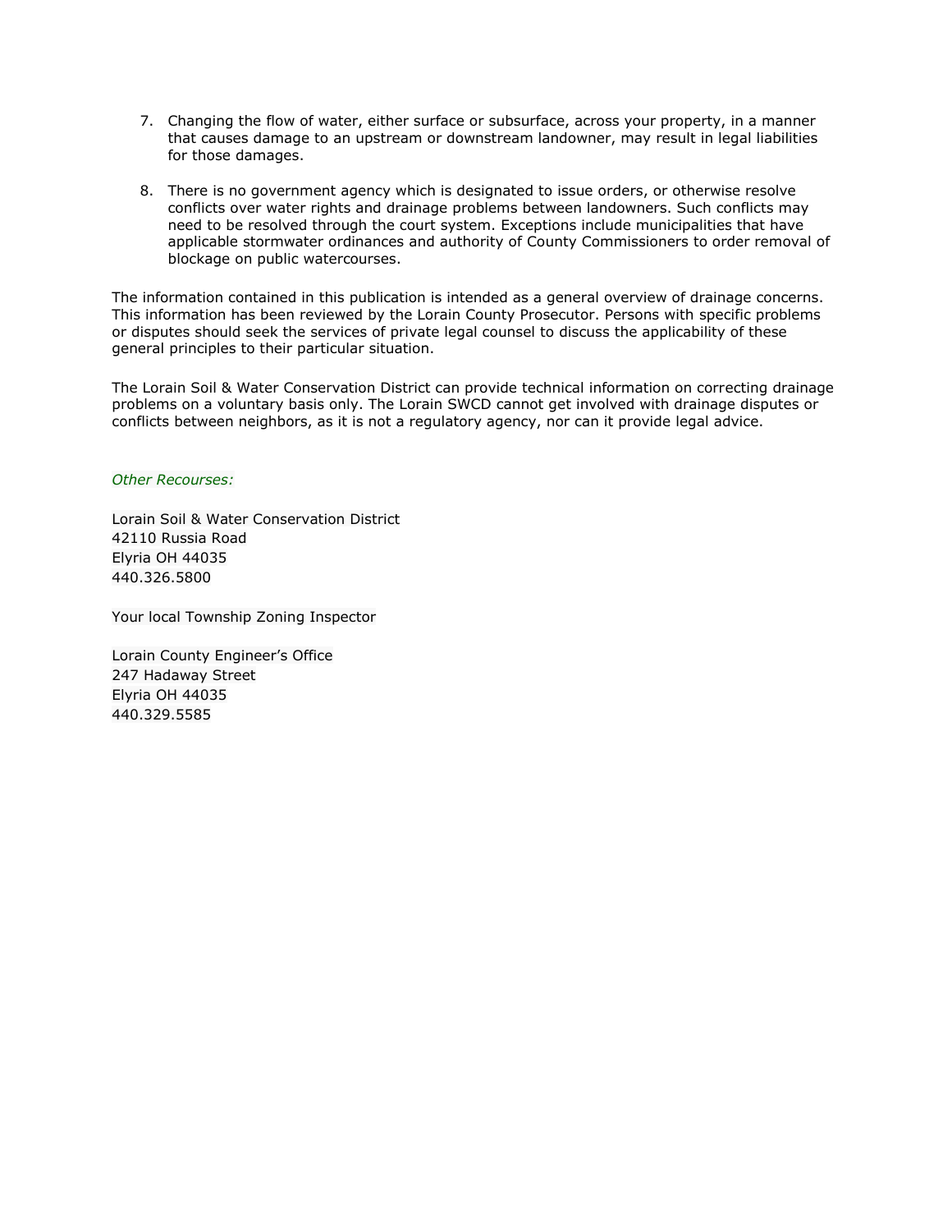7. Changing the flow of water, either surface or subsurface, across your property, in a manner that causes damage to an upstream or downstream landowner, may result in legal liabilities for those damages.

8. There is no government agency which is designated to issue orders, or otherwise resolve conflicts over water rights and drainage problems between landowners. Such conflicts may need to be resolved through the court system. Exceptions include municipalities that have applicable stormwater ordinances and authority of County Commissioners to order removal of blockage on public watercourses.

The information contained in this publication is intended as a general overview of drainage concerns. This information has been reviewed by the Lorain County Prosecutor. Persons with specific problems or disputes should seek the services of private legal counsel to discuss the applicability of these general principles to their particular situation.

The Lorain Soil & Water Conservation District can provide technical information on correcting drainage problems on a voluntary basis only. The Lorain SWCD cannot get involved with drainage disputes or conflicts between neighbors, as it is not a regulatory agency, nor can it provide legal advice.

*Other Recourses:*

Lorain Soil & Water Conservation District
42110 Russia Road
Elyria OH 44035
440.326.5800

Your local Township Zoning Inspector

Lorain County Engineer's Office
247 Hadaway Street
Elyria OH 44035
440.329.5585